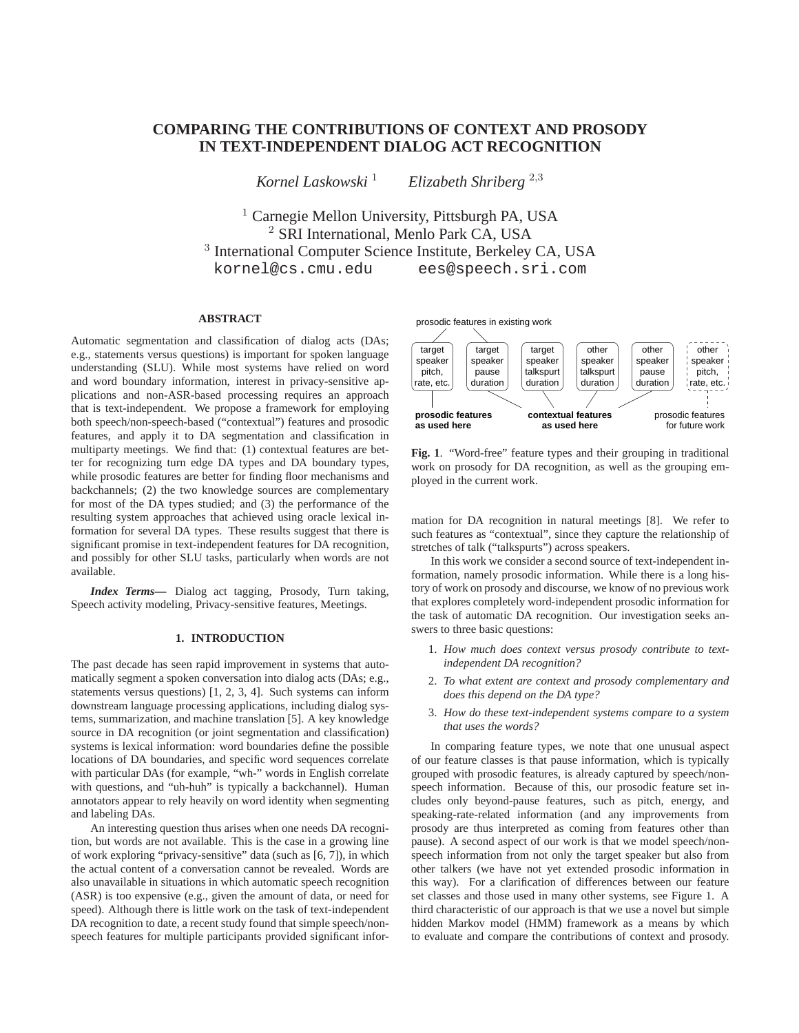# COMPARING THE CONTRIBUTIONS OF CONTEXT AND PROSODY IN TEXT-INDEPENDENT DIALOG ACT RECOGNITION

*Kornel Laskowski* [1]   *Elizabeth Shriberg* [2,3]

[1] Carnegie Mellon University, Pittsburgh PA, USA
[2] SRI International, Menlo Park CA, USA
[3] International Computer Science Institute, Berkeley CA, USA
kornel@cs.cmu.edu   ees@speech.sri.com

### ABSTRACT

Automatic segmentation and classification of dialog acts (DAs; e.g., statements versus questions) is important for spoken language understanding (SLU). While most systems have relied on word and word boundary information, interest in privacy-sensitive applications and non-ASR-based processing requires an approach that is text-independent. We propose a framework for employing both speech/non-speech-based ("contextual") features and prosodic features, and apply it to DA segmentation and classification in multiparty meetings. We find that: (1) contextual features are better for recognizing turn edge DA types and DA boundary types, while prosodic features are better for finding floor mechanisms and backchannels; (2) the two knowledge sources are complementary for most of the DA types studied; and (3) the performance of the resulting system approaches that achieved using oracle lexical information for several DA types. These results suggest that there is significant promise in text-independent features for DA recognition, and possibly for other SLU tasks, particularly when words are not available.

***Index Terms***— Dialog act tagging, Prosody, Turn taking, Speech activity modeling, Privacy-sensitive features, Meetings.

## 1. INTRODUCTION

The past decade has seen rapid improvement in systems that automatically segment a spoken conversation into dialog acts (DAs; e.g., statements versus questions) [1, 2, 3, 4]. Such systems can inform downstream language processing applications, including dialog systems, summarization, and machine translation [5]. A key knowledge source in DA recognition (or joint segmentation and classification) systems is lexical information: word boundaries define the possible locations of DA boundaries, and specific word sequences correlate with particular DAs (for example, "wh-" words in English correlate with questions, and "uh-huh" is typically a backchannel). Human annotators appear to rely heavily on word identity when segmenting and labeling DAs.

An interesting question thus arises when one needs DA recognition, but words are not available. This is the case in a growing line of work exploring "privacy-sensitive" data (such as [6, 7]), in which the actual content of a conversation cannot be revealed. Words are also unavailable in situations in which automatic speech recognition (ASR) is too expensive (e.g., given the amount of data, or need for speed). Although there is little work on the task of text-independent DA recognition to date, a recent study found that simple speech/non-speech features for multiple participants provided significant information for DA recognition in natural meetings [8]. We refer to such features as "contextual", since they capture the relationship of stretches of talk ("talkspurts") across speakers.

| prosodic features in existing work | | | | | |
|---|---|---|---|---|---|
| target speaker pitch, rate, etc. | target speaker pause duration | target speaker talkspurt duration | other speaker talkspurt duration | other speaker pause duration | other speaker pitch, rate, etc. |
| **prosodic features as used here** | **contextual features as used here** | | | | prosodic features for future work |

**Fig. 1**. "Word-free" feature types and their grouping in traditional work on prosody for DA recognition, as well as the grouping employed in the current work.

In this work we consider a second source of text-independent information, namely prosodic information. While there is a long history of work on prosody and discourse, we know of no previous work that explores completely word-independent prosodic information for the task of automatic DA recognition. Our investigation seeks answers to three basic questions:

1. *How much does context versus prosody contribute to text-independent DA recognition?*
2. *To what extent are context and prosody complementary and does this depend on the DA type?*
3. *How do these text-independent systems compare to a system that uses the words?*

In comparing feature types, we note that one unusual aspect of our feature classes is that pause information, which is typically grouped with prosodic features, is already captured by speech/non-speech information. Because of this, our prosodic feature set includes only beyond-pause features, such as pitch, energy, and speaking-rate-related information (and any improvements from prosody are thus interpreted as coming from features other than pause). A second aspect of our work is that we model speech/non-speech information from not only the target speaker but also from other talkers (we have not yet extended prosodic information in this way). For a clarification of differences between our feature set classes and those used in many other systems, see Figure 1. A third characteristic of our approach is that we use a novel but simple hidden Markov model (HMM) framework as a means by which to evaluate and compare the contributions of context and prosody.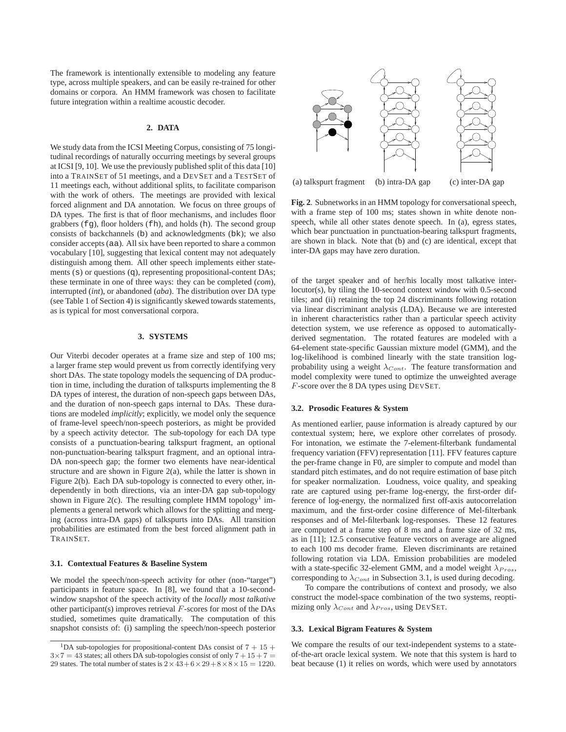The framework is intentionally extensible to modeling any feature type, across multiple speakers, and can be easily re-trained for other domains or corpora. An HMM framework was chosen to facilitate future integration within a realtime acoustic decoder.

## 2. DATA

We study data from the ICSI Meeting Corpus, consisting of 75 longitudinal recordings of naturally occurring meetings by several groups at ICSI [9, 10]. We use the previously published split of this data [10] into a TRAINSET of 51 meetings, and a DEVSET and a TESTSET of 11 meetings each, without additional splits, to facilitate comparison with the work of others. The meetings are provided with lexical forced alignment and DA annotation. We focus on three groups of DA types. The first is that of floor mechanisms, and includes floor grabbers (`fg`), floor holders (`fh`), and holds (`h`). The second group consists of backchannels (`b`) and acknowledgments (`bk`); we also consider accepts (`aa`). All six have been reported to share a common vocabulary [10], suggesting that lexical content may not adequately distinguish among them. All other speech implements either statements (`s`) or questions (`q`), representing propositional-content DAs; these terminate in one of three ways: they can be completed (*com*), interrupted (*int*), or abandoned (*aba*). The distribution over DA type (see Table 1 of Section 4) is significantly skewed towards statements, as is typical for most conversational corpora.

## 3. SYSTEMS

Our Viterbi decoder operates at a frame size and step of 100 ms; a larger frame step would prevent us from correctly identifying very short DAs. The state topology models the sequencing of DA production in time, including the duration of talkspurts implementing the 8 DA types of interest, the duration of non-speech gaps between DAs, and the duration of non-speech gaps internal to DAs. These durations are modeled *implicitly*; explicitly, we model only the sequence of frame-level speech/non-speech posteriors, as might be provided by a speech activity detector. The sub-topology for each DA type consists of a punctuation-bearing talkspurt fragment, an optional non-punctuation-bearing talkspurt fragment, and an optional intra-DA non-speech gap; the former two elements have near-identical structure and are shown in Figure 2(a), while the latter is shown in Figure 2(b). Each DA sub-topology is connected to every other, independently in both directions, via an inter-DA gap sub-topology shown in Figure 2(c). The resulting complete HMM topology[1] implements a general network which allows for the splitting and merging (across intra-DA gaps) of talkspurts into DAs. All transition probabilities are estimated from the best forced alignment path in TRAINSET.

### 3.1. Contextual Features & Baseline System

We model the speech/non-speech activity for other (non-"target") participants in feature space. In [8], we found that a 10-second-window snapshot of the speech activity of the *locally most talkative* other participant(s) improves retrieval $F$-scores for most of the DAs studied, sometimes quite dramatically. The computation of this snapshot consists of: (i) sampling the speech/non-speech posterior of the target speaker and of her/his locally most talkative interlocutor(s), by tiling the 10-second context window with 0.5-second tiles; and (ii) retaining the top 24 discriminants following rotation via linear discriminant analysis (LDA). Because we are interested in inherent characteristics rather than a particular speech activity detection system, we use reference as opposed to automatically-derived segmentation. The rotated features are modeled with a 64-element state-specific Gaussian mixture model (GMM), and the log-likelihood is combined linearly with the state transition log-probability using a weight $\lambda_{Cont}$. The feature transformation and model complexity were tuned to optimize the unweighted average $F$-score over the 8 DA types using DEVSET.

(a) talkspurt fragment (b) intra-DA gap (c) inter-DA gap

**Fig. 2**. Subnetworks in an HMM topology for conversational speech, with a frame step of 100 ms; states shown in white denote non-speech, while all other states denote speech. In (a), egress states, which bear punctuation in punctuation-bearing talkspurt fragments, are shown in black. Note that (b) and (c) are identical, except that inter-DA gaps may have zero duration.

### 3.2. Prosodic Features & System

As mentioned earlier, pause information is already captured by our contextual system; here, we explore other correlates of prosody. For intonation, we estimate the 7-element-filterbank fundamental frequency variation (FFV) representation [11]. FFV features capture the per-frame change in F0, are simpler to compute and model than standard pitch estimates, and do not require estimation of base pitch for speaker normalization. Loudness, voice quality, and speaking rate are captured using per-frame log-energy, the first-order difference of log-energy, the normalized first off-axis autocorrelation maximum, and the first-order cosine difference of Mel-filterbank responses and of Mel-filterbank log-responses. These 12 features are computed at a frame step of 8 ms and a frame size of 32 ms, as in [11]; 12.5 consecutive feature vectors on average are aligned to each 100 ms decoder frame. Eleven discriminants are retained following rotation via LDA. Emission probabilities are modeled with a state-specific 32-element GMM, and a model weight $\lambda_{Pros}$, corresponding to $\lambda_{Cont}$ in Subsection 3.1, is used during decoding.

To compare the contributions of context and prosody, we also construct the model-space combination of the two systems, reoptimizing only $\lambda_{Cont}$ and $\lambda_{Pros}$, using DEVSET.

### 3.3. Lexical Bigram Features & System

We compare the results of our text-independent systems to a state-of-the-art oracle lexical system. We note that this system is hard to beat because (1) it relies on words, which were used by annotators

[1] DA sub-topologies for propositional-content DAs consist of $7 + 15 + 3 \times 7 = 43$ states; all others DA sub-topologies consist of only $7 + 15 + 7 = 29$ states. The total number of states is $2 \times 43 + 6 \times 29 + 8 \times 8 \times 15 = 1220$.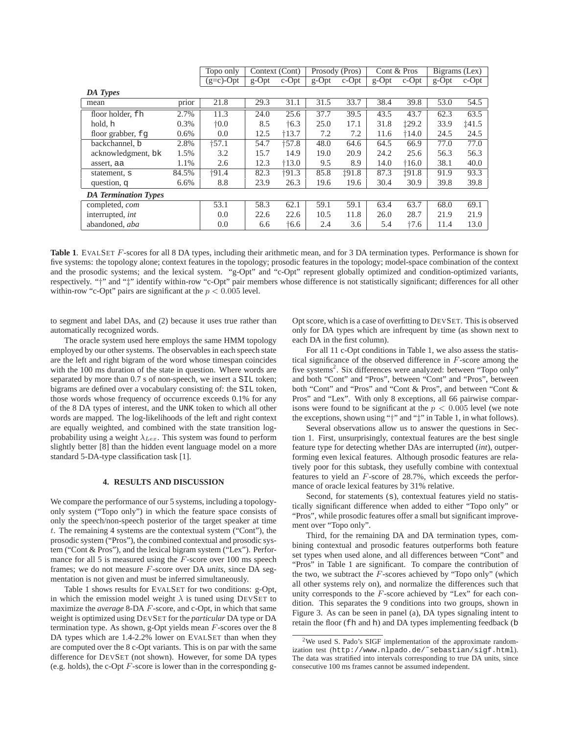| | | Topo only | Context (Cont) | | Prosody (Pros) | | Cont & Pros | | Bigrams (Lex) | |
|---|---|---|---|---|---|---|---|---|---|---|
| | | (g=c)-Opt | g-Opt | c-Opt | g-Opt | c-Opt | g-Opt | c-Opt | g-Opt | c-Opt |
| ***DA Types*** | | | | | | | | | | |
| mean | prior | 21.8 | 29.3 | 31.1 | 31.5 | 33.7 | 38.4 | 39.8 | 53.0 | 54.5 |
| floor holder, `fh` | 2.7% | 11.3 | 24.0 | 25.6 | 37.7 | 39.5 | 43.5 | 43.7 | 62.3 | 63.5 |
| hold, `h` | 0.3% | †0.0 | 8.5 | †6.3 | 25.0 | 17.1 | 31.8 | ‡29.2 | 33.9 | ‡41.5 |
| floor grabber, `fg` | 0.6% | 0.0 | 12.5 | †13.7 | 7.2 | 7.2 | 11.6 | †14.0 | 24.5 | 24.5 |
| backchannel, `b` | 2.8% | †57.1 | 54.7 | †57.8 | 48.0 | 64.6 | 64.5 | 66.9 | 77.0 | 77.0 |
| acknowledgment, `bk` | 1.5% | 3.2 | 15.7 | 14.9 | 19.0 | 20.9 | 24.2 | 25.6 | 56.3 | 56.3 |
| assert, `aa` | 1.1% | 2.6 | 12.3 | †13.0 | 9.5 | 8.9 | 14.0 | †16.0 | 38.1 | 40.0 |
| statement, `s` | 84.5% | †91.4 | 82.3 | †91.3 | 85.8 | ‡91.8 | 87.3 | ‡91.8 | 91.9 | 93.3 |
| question, `q` | 6.6% | 8.8 | 23.9 | 26.3 | 19.6 | 19.6 | 30.4 | 30.9 | 39.8 | 39.8 |
| ***DA Termination Types*** | | | | | | | | | | |
| completed, *com* | | 53.1 | 58.3 | 62.1 | 59.1 | 59.1 | 63.4 | 63.7 | 68.0 | 69.1 |
| interrupted, *int* | | 0.0 | 22.6 | 22.6 | 10.5 | 11.8 | 26.0 | 28.7 | 21.9 | 21.9 |
| abandoned, *aba* | | 0.0 | 6.6 | †6.6 | 2.4 | 3.6 | 5.4 | †7.6 | 11.4 | 13.0 |

**Table 1**. EVALSET $F$-scores for all 8 DA types, including their arithmetic mean, and for 3 DA termination types. Performance is shown for five systems: the topology alone; context features in the topology; prosodic features in the topology; model-space combination of the context and the prosodic systems; and the lexical system. "g-Opt" and "c-Opt" represent globally optimized and condition-optimized variants, respectively. "†" and "‡" identify within-row "c-Opt" pair members whose difference is not statistically significant; differences for all other within-row "c-Opt" pairs are significant at the $p < 0.005$ level.

to segment and label DAs, and (2) because it uses true rather than automatically recognized words.

The oracle system used here employs the same HMM topology employed by our other systems. The observables in each speech state are the left and right bigram of the word whose timespan coincides with the 100 ms duration of the state in question. Where words are separated by more than 0.7 s of non-speech, we insert a `SIL` token; bigrams are defined over a vocabulary consisting of: the `SIL` token, those words whose frequency of occurrence exceeds 0.1% for any of the 8 DA types of interest, and the `UNK` token to which all other words are mapped. The log-likelihoods of the left and right context are equally weighted, and combined with the state transition log-probability using a weight $\lambda_{Lex}$. This system was found to perform slightly better [8] than the hidden event language model on a more standard 5-DA-type classification task [1].

## 4. RESULTS AND DISCUSSION

We compare the performance of our 5 systems, including a topology-only system ("Topo only") in which the feature space consists of only the speech/non-speech posterior of the target speaker at time $t$. The remaining 4 systems are the contextual system ("Cont"), the prosodic system ("Pros"), the combined contextual and prosodic system ("Cont & Pros"), and the lexical bigram system ("Lex"). Performance for all 5 is measured using the $F$-score over 100 ms speech frames; we do not measure $F$-score over DA *units*, since DA segmentation is not given and must be inferred simultaneously.

Table 1 shows results for EVALSET for two conditions: g-Opt, in which the emission model weight $\lambda$ is tuned using DEVSET to maximize the *average* 8-DA $F$-score, and c-Opt, in which that same weight is optimized using DEVSET for the *particular* DA type or DA termination type. As shown, g-Opt yields mean $F$-scores over the 8 DA types which are 1.4-2.2% lower on EVALSET than when they are computed over the 8 c-Opt variants. This is on par with the same difference for DEVSET (not shown). However, for some DA types (e.g. holds), the c-Opt $F$-score is lower than in the corresponding g-Opt score, which is a case of overfitting to DEVSET. This is observed only for DA types which are infrequent by time (as shown next to each DA in the first column).

For all 11 c-Opt conditions in Table 1, we also assess the statistical significance of the observed difference in $F$-score among the five systems[2]. Six differences were analyzed: between "Topo only" and both "Cont" and "Pros", between "Cont" and "Pros", between both "Cont" and "Pros" and "Cont & Pros", and between "Cont & Pros" and "Lex". With only 8 exceptions, all 66 pairwise comparisons were found to be significant at the $p < 0.005$ level (we note the exceptions, shown using "†" and "‡" in Table 1, in what follows).

Several observations allow us to answer the questions in Section 1. First, unsurprisingly, contextual features are the best single feature type for detecting whether DAs are interrupted (*int*), outperforming even lexical features. Although prosodic features are relatively poor for this subtask, they usefully combine with contextual features to yield an $F$-score of 28.7%, which exceeds the performance of oracle lexical features by 31% relative.

Second, for statements (`s`), contextual features yield no statistically significant difference when added to either "Topo only" or "Pros", while prosodic features offer a small but significant improvement over "Topo only".

Third, for the remaining DA and DA termination types, combining contextual and prosodic features outperforms both feature set types when used alone, and all differences between "Cont" and "Pros" in Table 1 are significant. To compare the contribution of the two, we subtract the $F$-scores achieved by "Topo only" (which all other systems rely on), and normalize the differences such that unity corresponds to the $F$-score achieved by "Lex" for each condition. This separates the 9 conditions into two groups, shown in Figure 3. As can be seen in panel (a), DA types signaling intent to retain the floor (`fh` and `h`) and DA types implementing feedback (`b`

[2] We used S. Pado's SIGF implementation of the approximate randomization test (`http://www.nlpado.de/~sebastian/sigf.html`). The data was stratified into intervals corresponding to true DA units, since consecutive 100 ms frames cannot be assumed independent.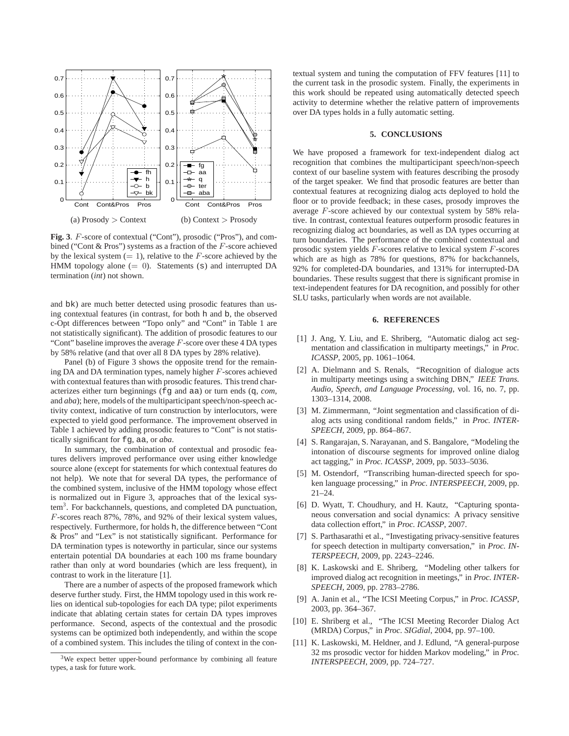0.7
0.6
0.5
0.4
0.3
0.2
0.1
0
Cont Cont&Pros Pros
fh
h
b
bk

(a) Prosody > Context

0.7
0.6
0.5
0.4
0.3
0.2
0.1
0
Cont Cont&Pros Pros
fg
aa
q
ter
aba

(b) Context > Prosody

**Fig. 3**. $F$-score of contextual ("Cont"), prosodic ("Pros"), and combined ("Cont & Pros") systems as a fraction of the $F$-score achieved by the lexical system ($= 1$), relative to the $F$-score achieved by the HMM topology alone ($= 0$). Statements (s) and interrupted DA termination (*int*) not shown.

and bk) are much better detected using prosodic features than using contextual features (in contrast, for both h and b, the observed c-Opt differences between "Topo only" and "Cont" in Table 1 are not statistically significant). The addition of prosodic features to our "Cont" baseline improves the average $F$-score over these 4 DA types by 58% relative (and that over all 8 DA types by 28% relative).

Panel (b) of Figure 3 shows the opposite trend for the remaining DA and DA termination types, namely higher $F$-scores achieved with contextual features than with prosodic features. This trend characterizes either turn beginnings (fg and aa) or turn ends (q, *com*, and *aba*); here, models of the multiparticipant speech/non-speech activity context, indicative of turn construction by interlocutors, were expected to yield good performance. The improvement observed in Table 1 achieved by adding prosodic features to "Cont" is not statistically significant for fg, aa, or *aba*.

In summary, the combination of contextual and prosodic features delivers improved performance over using either knowledge source alone (except for statements for which contextual features do not help). We note that for several DA types, the performance of the combined system, inclusive of the HMM topology whose effect is normalized out in Figure 3, approaches that of the lexical system[3]. For backchannels, questions, and completed DA punctuation, $F$-scores reach 87%, 78%, and 92% of their lexical system values, respectively. Furthermore, for holds h, the difference between "Cont & Pros" and "Lex" is not statistically significant. Performance for DA termination types is noteworthy in particular, since our systems entertain potential DA boundaries at each 100 ms frame boundary rather than only at word boundaries (which are less frequent), in contrast to work in the literature [1].

There are a number of aspects of the proposed framework which deserve further study. First, the HMM topology used in this work relies on identical sub-topologies for each DA type; pilot experiments indicate that ablating certain states for certain DA types improves performance. Second, aspects of the contextual and the prosodic systems can be optimized both independently, and within the scope of a combined system. This includes the tiling of context in the contextual system and tuning the computation of FFV features [11] to the current task in the prosodic system. Finally, the experiments in this work should be repeated using automatically detected speech activity to determine whether the relative pattern of improvements over DA types holds in a fully automatic setting.

[3]We expect better upper-bound performance by combining all feature types, a task for future work.

## 5. CONCLUSIONS

We have proposed a framework for text-independent dialog act recognition that combines the multiparticipant speech/non-speech context of our baseline system with features describing the prosody of the target speaker. We find that prosodic features are better than contextual features at recognizing dialog acts deployed to hold the floor or to provide feedback; in these cases, prosody improves the average $F$-score achieved by our contextual system by 58% relative. In contrast, contextual features outperform prosodic features in recognizing dialog act boundaries, as well as DA types occurring at turn boundaries. The performance of the combined contextual and prosodic system yields $F$-scores relative to lexical system $F$-scores which are as high as 78% for questions, 87% for backchannels, 92% for completed-DA boundaries, and 131% for interrupted-DA boundaries. These results suggest that there is significant promise in text-independent features for DA recognition, and possibly for other SLU tasks, particularly when words are not available.

## 6. REFERENCES

[1] J. Ang, Y. Liu, and E. Shriberg, "Automatic dialog act segmentation and classification in multiparty meetings," in *Proc. ICASSP*, 2005, pp. 1061–1064.

[2] A. Dielmann and S. Renals, "Recognition of dialogue acts in multiparty meetings using a switching DBN," *IEEE Trans. Audio, Speech, and Language Processing*, vol. 16, no. 7, pp. 1303–1314, 2008.

[3] M. Zimmermann, "Joint segmentation and classification of dialog acts using conditional random fields," in *Proc. INTERSPEECH*, 2009, pp. 864–867.

[4] S. Rangarajan, S. Narayanan, and S. Bangalore, "Modeling the intonation of discourse segments for improved online dialog act tagging," in *Proc. ICASSP*, 2009, pp. 5033–5036.

[5] M. Ostendorf, "Transcribing human-directed speech for spoken language processing," in *Proc. INTERSPEECH*, 2009, pp. 21–24.

[6] D. Wyatt, T. Choudhury, and H. Kautz, "Capturing spontaneous conversation and social dynamics: A privacy sensitive data collection effort," in *Proc. ICASSP*, 2007.

[7] S. Parthasarathi et al., "Investigating privacy-sensitive features for speech detection in multiparty conversation," in *Proc. INTERSPEECH*, 2009, pp. 2243–2246.

[8] K. Laskowski and E. Shriberg, "Modeling other talkers for improved dialog act recognition in meetings," in *Proc. INTERSPEECH*, 2009, pp. 2783–2786.

[9] A. Janin et al., "The ICSI Meeting Corpus," in *Proc. ICASSP*, 2003, pp. 364–367.

[10] E. Shriberg et al., "The ICSI Meeting Recorder Dialog Act (MRDA) Corpus," in *Proc. SIGdial*, 2004, pp. 97–100.

[11] K. Laskowski, M. Heldner, and J. Edlund, "A general-purpose 32 ms prosodic vector for hidden Markov modeling," in *Proc. INTERSPEECH*, 2009, pp. 724–727.